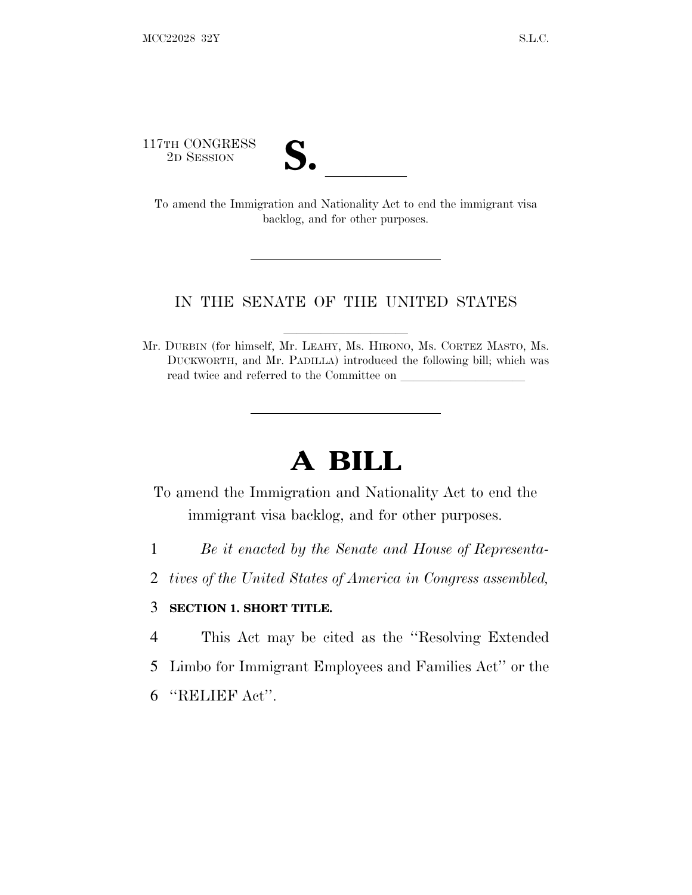117TH CONGRESS
2D SESSION

# S. ______

To amend the Immigration and Nationality Act to end the immigrant visa backlog, and for other purposes.

---

IN THE SENATE OF THE UNITED STATES

Mr. DURBIN (for himself, Mr. LEAHY, Ms. HIRONO, Ms. CORTEZ MASTO, Ms. DUCKWORTH, and Mr. PADILLA) introduced the following bill; which was read twice and referred to the Committee on ____________________

---

# A BILL

To amend the Immigration and Nationality Act to end the immigrant visa backlog, and for other purposes.

1 *Be it enacted by the Senate and House of Representa-*
2 *tives of the United States of America in Congress assembled,*

3 **SECTION 1. SHORT TITLE.**

4 This Act may be cited as the ''Resolving Extended
5 Limbo for Immigrant Employees and Families Act'' or the
6 ''RELIEF Act''.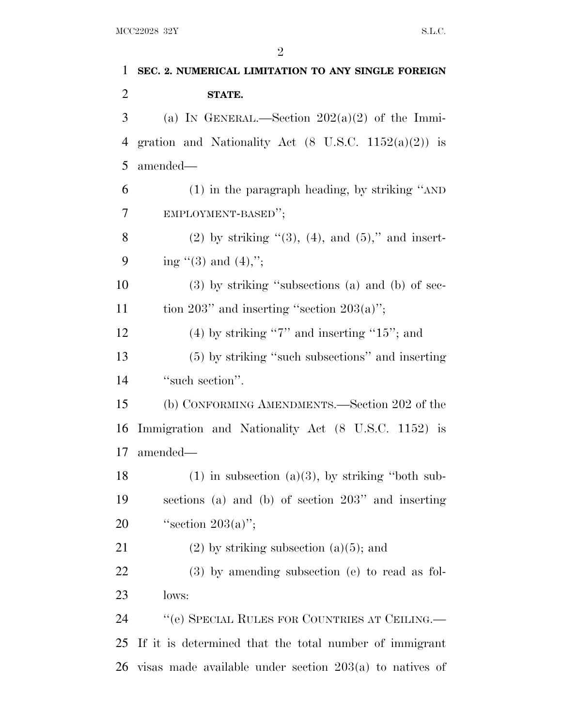**SEC. 2. NUMERICAL LIMITATION TO ANY SINGLE FOREIGN STATE.**

(a) IN GENERAL.—Section 202(a)(2) of the Immigration and Nationality Act (8 U.S.C. 1152(a)(2)) is amended—

(1) in the paragraph heading, by striking "AND EMPLOYMENT-BASED";

(2) by striking "(3), (4), and (5)," and inserting "(3) and (4),";

(3) by striking "subsections (a) and (b) of section 203" and inserting "section 203(a)";

(4) by striking "7" and inserting "15"; and

(5) by striking "such subsections" and inserting "such section".

(b) CONFORMING AMENDMENTS.—Section 202 of the Immigration and Nationality Act (8 U.S.C. 1152) is amended—

(1) in subsection (a)(3), by striking "both subsections (a) and (b) of section 203" and inserting "section 203(a)";

(2) by striking subsection (a)(5); and

(3) by amending subsection (e) to read as follows:

"(e) SPECIAL RULES FOR COUNTRIES AT CEILING.—If it is determined that the total number of immigrant visas made available under section 203(a) to natives of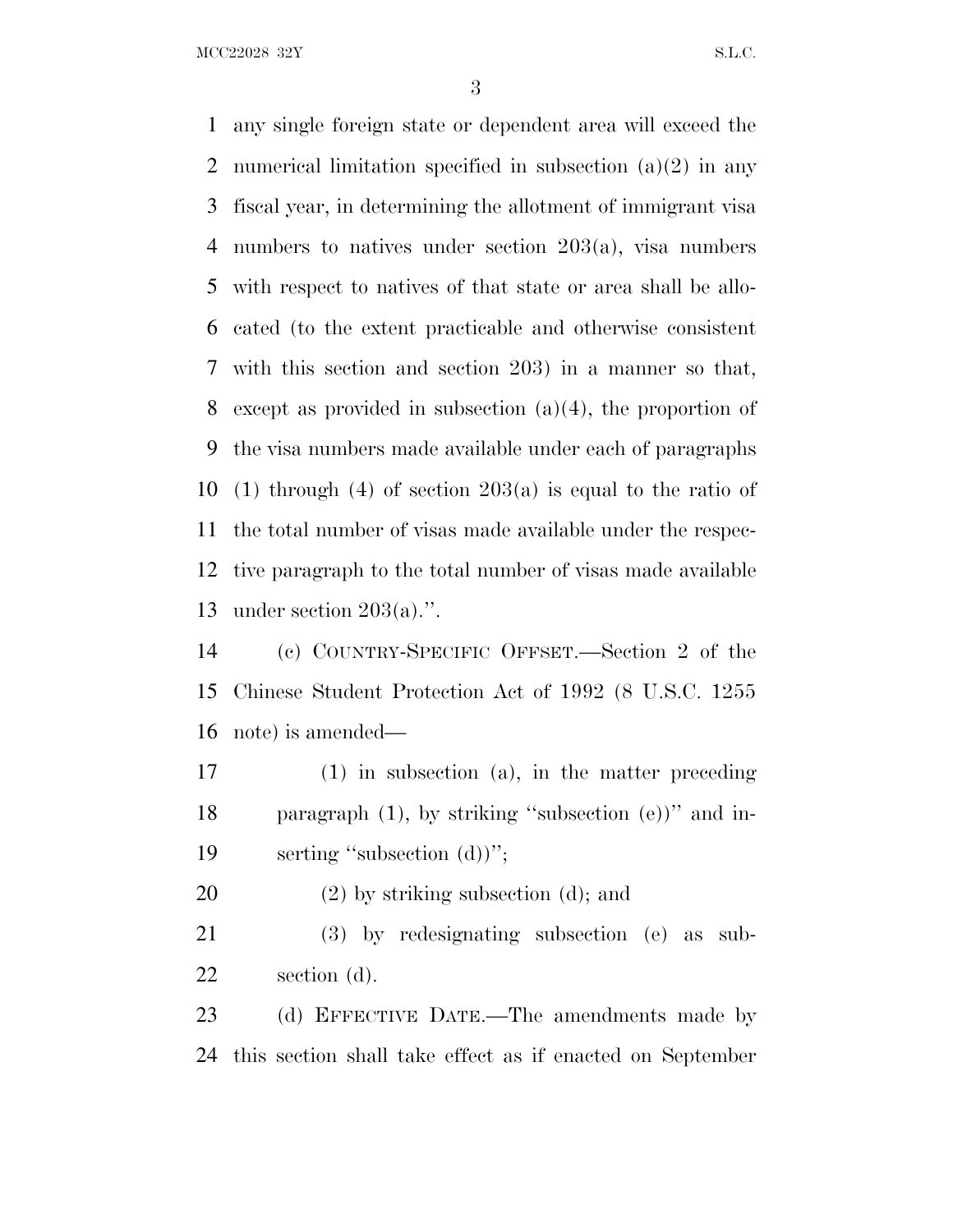any single foreign state or dependent area will exceed the numerical limitation specified in subsection (a)(2) in any fiscal year, in determining the allotment of immigrant visa numbers to natives under section 203(a), visa numbers with respect to natives of that state or area shall be allocated (to the extent practicable and otherwise consistent with this section and section 203) in a manner so that, except as provided in subsection (a)(4), the proportion of the visa numbers made available under each of paragraphs (1) through (4) of section 203(a) is equal to the ratio of the total number of visas made available under the respective paragraph to the total number of visas made available under section 203(a).''.

(c) COUNTRY-SPECIFIC OFFSET.—Section 2 of the Chinese Student Protection Act of 1992 (8 U.S.C. 1255 note) is amended—

(1) in subsection (a), in the matter preceding paragraph (1), by striking ''subsection (e))'' and inserting ''subsection (d))'';

(2) by striking subsection (d); and

(3) by redesignating subsection (e) as subsection (d).

(d) EFFECTIVE DATE.—The amendments made by this section shall take effect as if enacted on September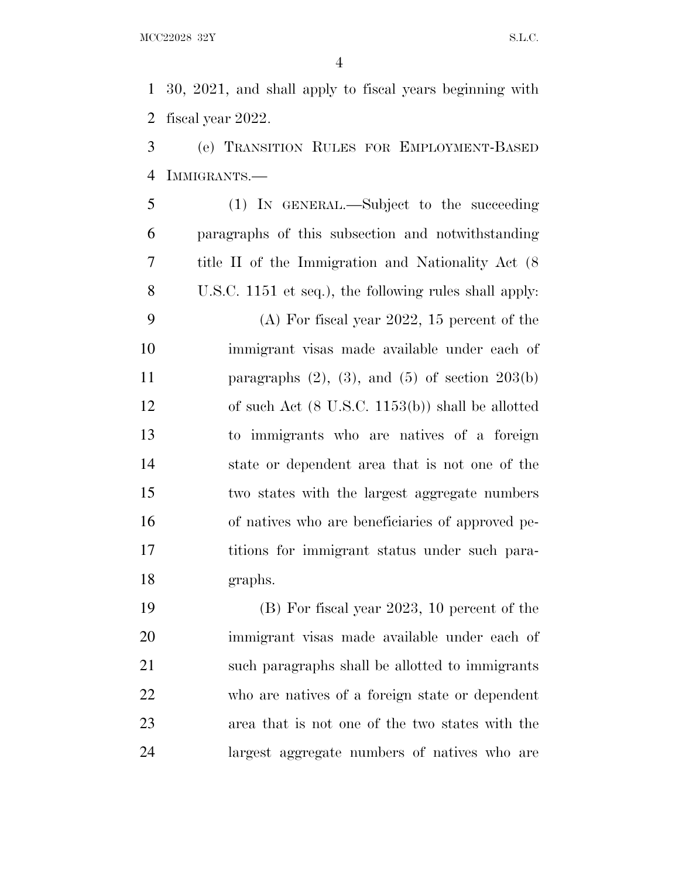30, 2021, and shall apply to fiscal years beginning with fiscal year 2022.

(e) TRANSITION RULES FOR EMPLOYMENT-BASED IMMIGRANTS.—

(1) IN GENERAL.—Subject to the succeeding paragraphs of this subsection and notwithstanding title II of the Immigration and Nationality Act (8 U.S.C. 1151 et seq.), the following rules shall apply:

(A) For fiscal year 2022, 15 percent of the immigrant visas made available under each of paragraphs (2), (3), and (5) of section 203(b) of such Act (8 U.S.C. 1153(b)) shall be allotted to immigrants who are natives of a foreign state or dependent area that is not one of the two states with the largest aggregate numbers of natives who are beneficiaries of approved petitions for immigrant status under such paragraphs.

(B) For fiscal year 2023, 10 percent of the immigrant visas made available under each of such paragraphs shall be allotted to immigrants who are natives of a foreign state or dependent area that is not one of the two states with the largest aggregate numbers of natives who are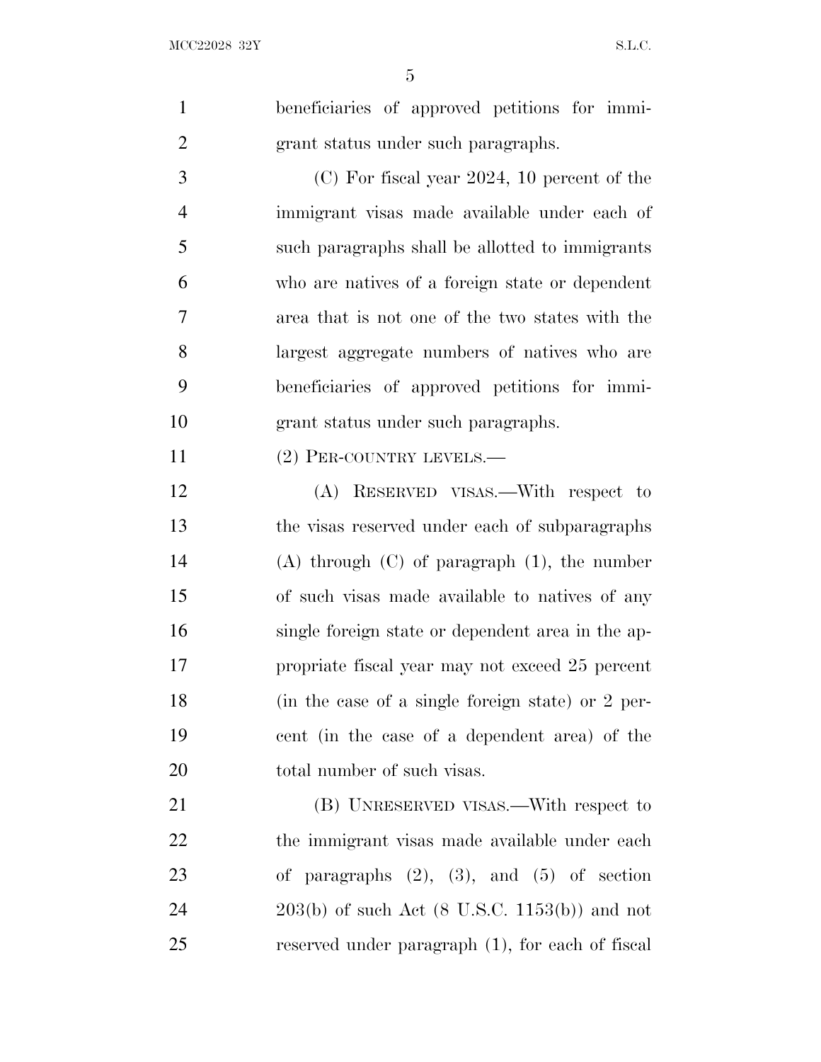beneficiaries of approved petitions for immigrant status under such paragraphs.

(C) For fiscal year 2024, 10 percent of the immigrant visas made available under each of such paragraphs shall be allotted to immigrants who are natives of a foreign state or dependent area that is not one of the two states with the largest aggregate numbers of natives who are beneficiaries of approved petitions for immigrant status under such paragraphs.

(2) PER-COUNTRY LEVELS.—

(A) RESERVED VISAS.—With respect to the visas reserved under each of subparagraphs (A) through (C) of paragraph (1), the number of such visas made available to natives of any single foreign state or dependent area in the appropriate fiscal year may not exceed 25 percent (in the case of a single foreign state) or 2 percent (in the case of a dependent area) of the total number of such visas.

(B) UNRESERVED VISAS.—With respect to the immigrant visas made available under each of paragraphs (2), (3), and (5) of section 203(b) of such Act (8 U.S.C. 1153(b)) and not reserved under paragraph (1), for each of fiscal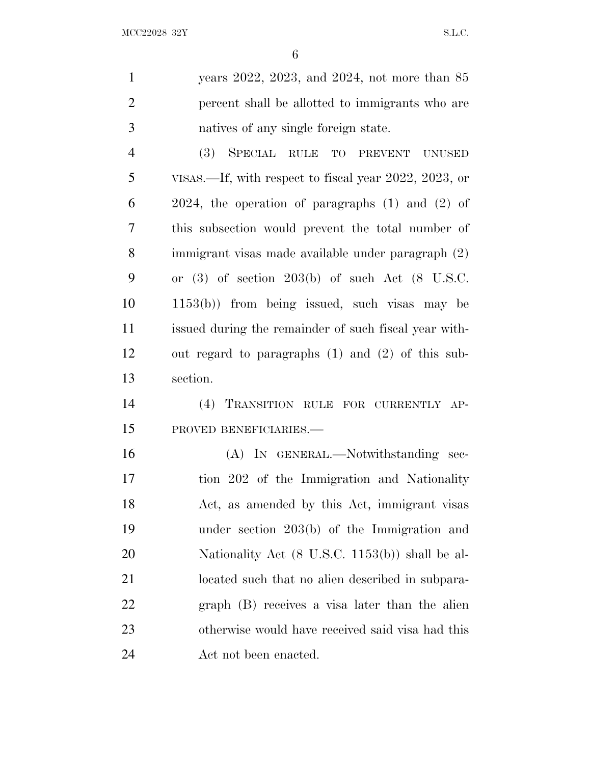years 2022, 2023, and 2024, not more than 85 percent shall be allotted to immigrants who are natives of any single foreign state.

(3) SPECIAL RULE TO PREVENT UNUSED VISAS.—If, with respect to fiscal year 2022, 2023, or 2024, the operation of paragraphs (1) and (2) of this subsection would prevent the total number of immigrant visas made available under paragraph (2) or (3) of section 203(b) of such Act (8 U.S.C. 1153(b)) from being issued, such visas may be issued during the remainder of such fiscal year without regard to paragraphs (1) and (2) of this subsection.

(4) TRANSITION RULE FOR CURRENTLY APPROVED BENEFICIARIES.—

(A) IN GENERAL.—Notwithstanding section 202 of the Immigration and Nationality Act, as amended by this Act, immigrant visas under section 203(b) of the Immigration and Nationality Act (8 U.S.C. 1153(b)) shall be allocated such that no alien described in subparagraph (B) receives a visa later than the alien otherwise would have received said visa had this Act not been enacted.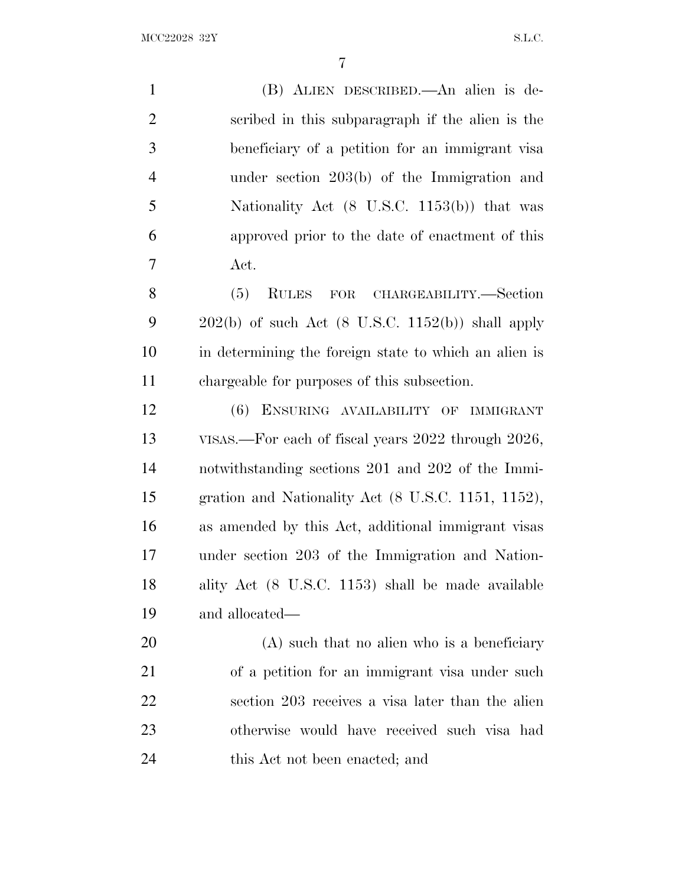(B) ALIEN DESCRIBED.—An alien is described in this subparagraph if the alien is the beneficiary of a petition for an immigrant visa under section 203(b) of the Immigration and Nationality Act (8 U.S.C. 1153(b)) that was approved prior to the date of enactment of this Act.

(5) RULES FOR CHARGEABILITY.—Section 202(b) of such Act (8 U.S.C. 1152(b)) shall apply in determining the foreign state to which an alien is chargeable for purposes of this subsection.

(6) ENSURING AVAILABILITY OF IMMIGRANT VISAS.—For each of fiscal years 2022 through 2026, notwithstanding sections 201 and 202 of the Immigration and Nationality Act (8 U.S.C. 1151, 1152), as amended by this Act, additional immigrant visas under section 203 of the Immigration and Nationality Act (8 U.S.C. 1153) shall be made available and allocated—

(A) such that no alien who is a beneficiary of a petition for an immigrant visa under such section 203 receives a visa later than the alien otherwise would have received such visa had this Act not been enacted; and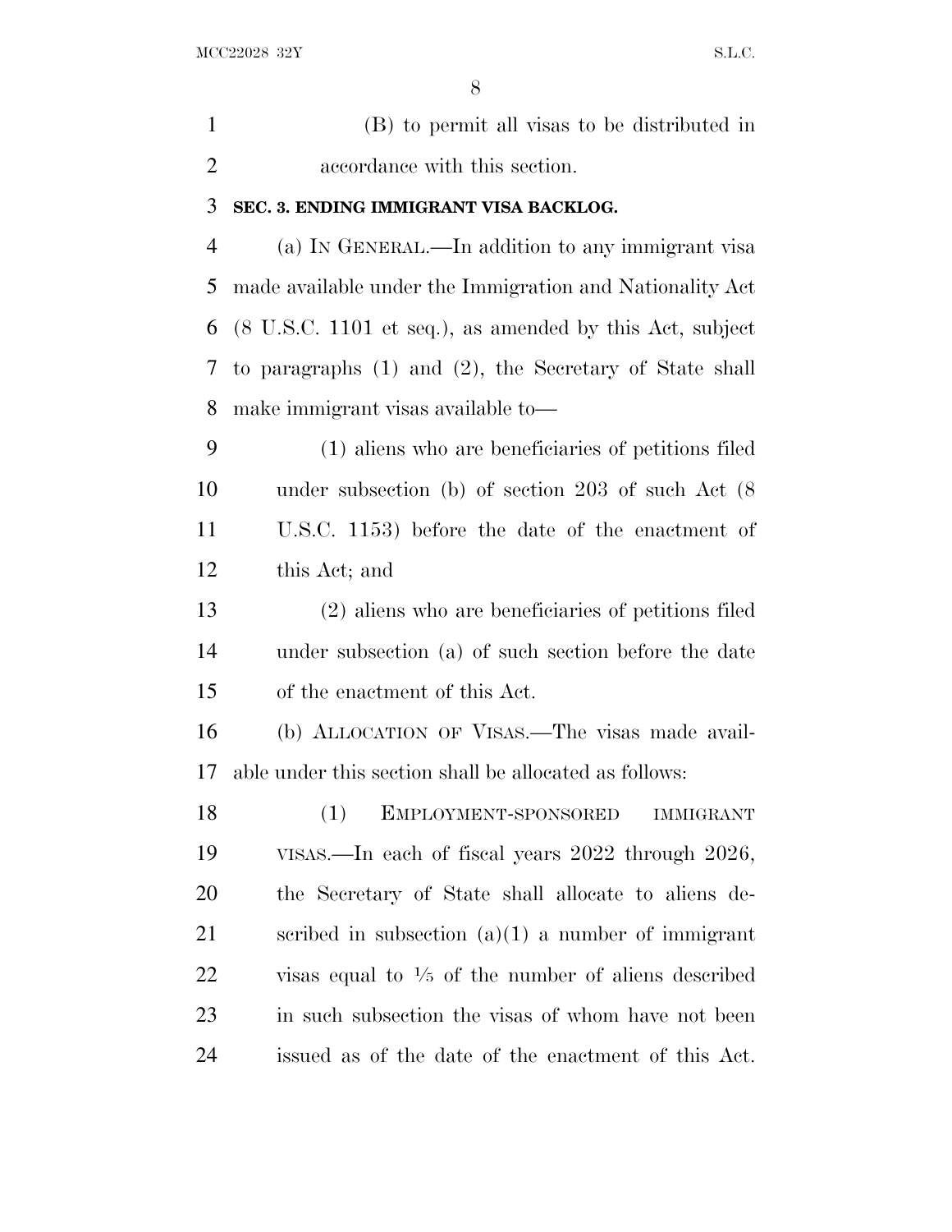(B) to permit all visas to be distributed in accordance with this section.

**SEC. 3. ENDING IMMIGRANT VISA BACKLOG.**

(a) IN GENERAL.—In addition to any immigrant visa made available under the Immigration and Nationality Act (8 U.S.C. 1101 et seq.), as amended by this Act, subject to paragraphs (1) and (2), the Secretary of State shall make immigrant visas available to—

(1) aliens who are beneficiaries of petitions filed under subsection (b) of section 203 of such Act (8 U.S.C. 1153) before the date of the enactment of this Act; and

(2) aliens who are beneficiaries of petitions filed under subsection (a) of such section before the date of the enactment of this Act.

(b) ALLOCATION OF VISAS.—The visas made available under this section shall be allocated as follows:

(1) EMPLOYMENT-SPONSORED IMMIGRANT VISAS.—In each of fiscal years 2022 through 2026, the Secretary of State shall allocate to aliens described in subsection (a)(1) a number of immigrant visas equal to 1⁄5 of the number of aliens described in such subsection the visas of whom have not been issued as of the date of the enactment of this Act.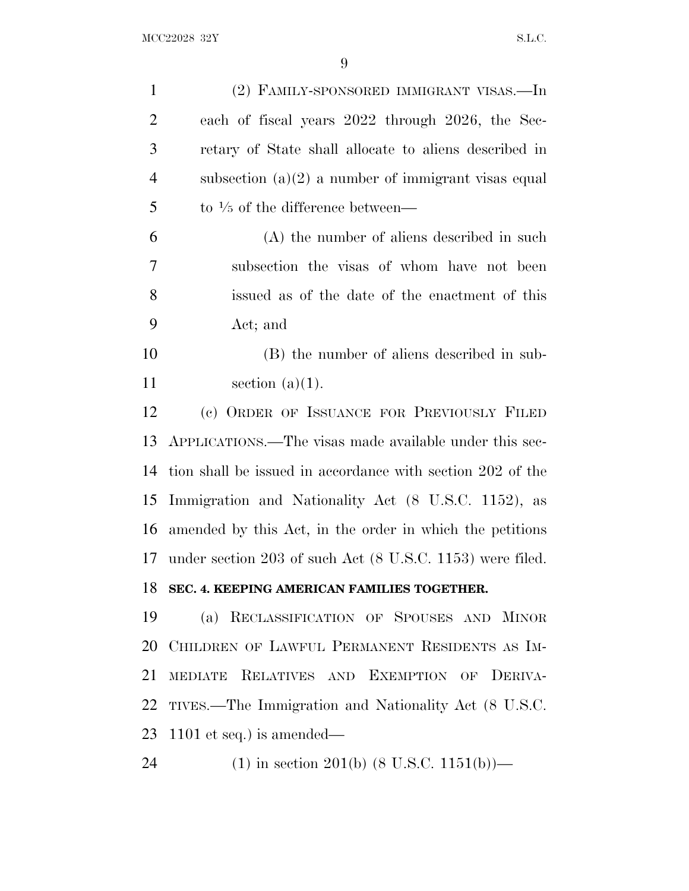(2) FAMILY-SPONSORED IMMIGRANT VISAS.—In each of fiscal years 2022 through 2026, the Secretary of State shall allocate to aliens described in subsection (a)(2) a number of immigrant visas equal to $\frac{1}{5}$ of the difference between—

(A) the number of aliens described in such subsection the visas of whom have not been issued as of the date of the enactment of this Act; and

(B) the number of aliens described in subsection (a)(1).

(c) ORDER OF ISSUANCE FOR PREVIOUSLY FILED APPLICATIONS.—The visas made available under this section shall be issued in accordance with section 202 of the Immigration and Nationality Act (8 U.S.C. 1152), as amended by this Act, in the order in which the petitions under section 203 of such Act (8 U.S.C. 1153) were filed.

**SEC. 4. KEEPING AMERICAN FAMILIES TOGETHER.**

(a) RECLASSIFICATION OF SPOUSES AND MINOR CHILDREN OF LAWFUL PERMANENT RESIDENTS AS IMMEDIATE RELATIVES AND EXEMPTION OF DERIVATIVES.—The Immigration and Nationality Act (8 U.S.C. 1101 et seq.) is amended—

(1) in section 201(b) (8 U.S.C. 1151(b))—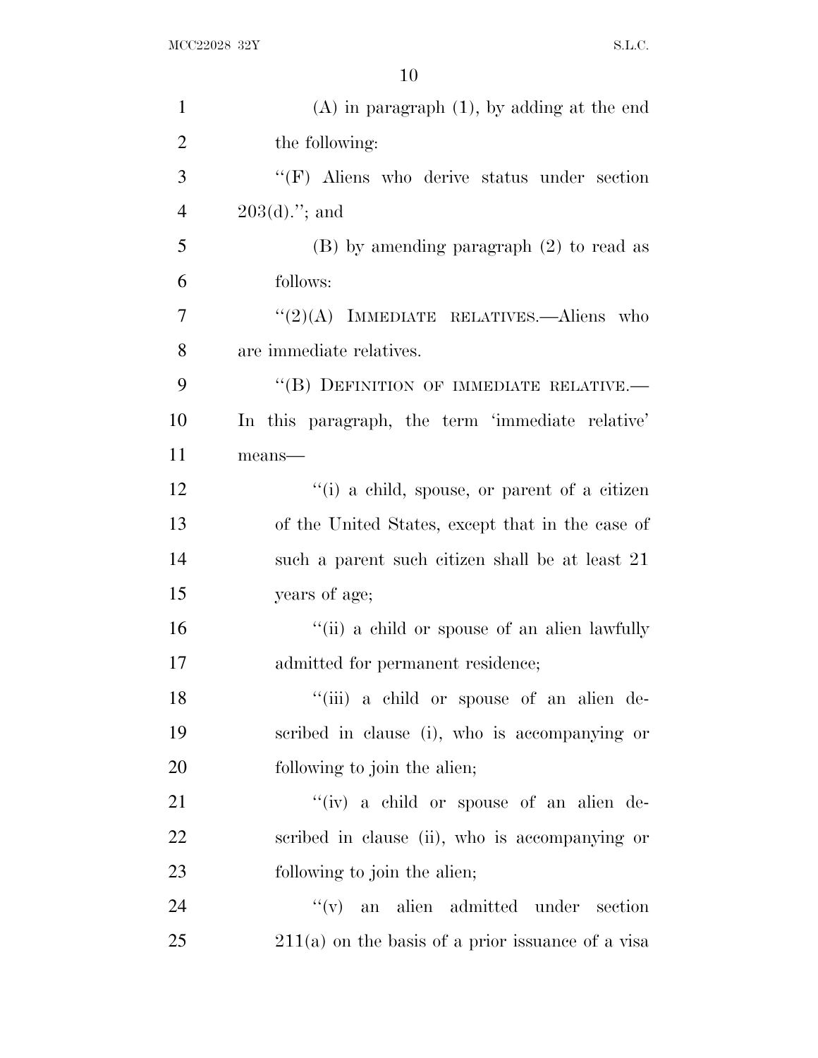(A) in paragraph (1), by adding at the end the following:

''(F) Aliens who derive status under section 203(d).''; and

(B) by amending paragraph (2) to read as follows:

''(2)(A) IMMEDIATE RELATIVES.—Aliens who are immediate relatives.

''(B) DEFINITION OF IMMEDIATE RELATIVE.—In this paragraph, the term 'immediate relative' means—

''(i) a child, spouse, or parent of a citizen of the United States, except that in the case of such a parent such citizen shall be at least 21 years of age;

''(ii) a child or spouse of an alien lawfully admitted for permanent residence;

''(iii) a child or spouse of an alien described in clause (i), who is accompanying or following to join the alien;

''(iv) a child or spouse of an alien described in clause (ii), who is accompanying or following to join the alien;

''(v) an alien admitted under section 211(a) on the basis of a prior issuance of a visa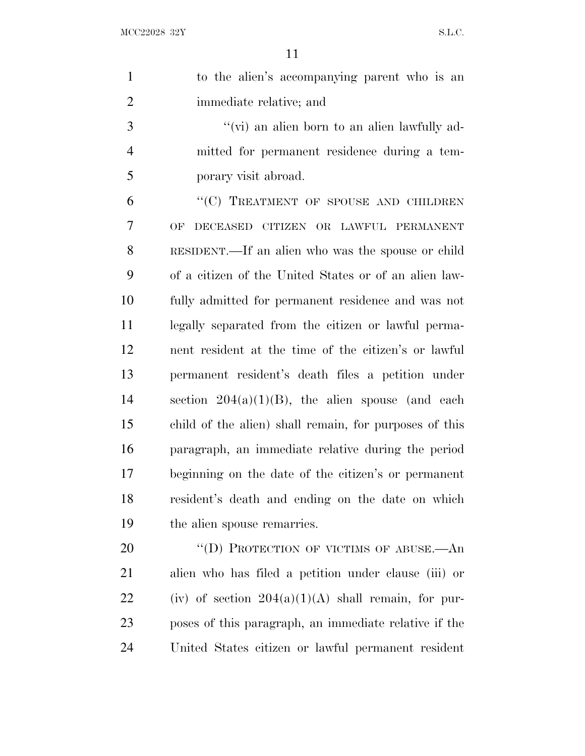to the alien's accompanying parent who is an immediate relative; and

"(vi) an alien born to an alien lawfully admitted for permanent residence during a temporary visit abroad.

"(C) TREATMENT OF SPOUSE AND CHILDREN OF DECEASED CITIZEN OR LAWFUL PERMANENT RESIDENT.—If an alien who was the spouse or child of a citizen of the United States or of an alien lawfully admitted for permanent residence and was not legally separated from the citizen or lawful permanent resident at the time of the citizen's or lawful permanent resident's death files a petition under section 204(a)(1)(B), the alien spouse (and each child of the alien) shall remain, for purposes of this paragraph, an immediate relative during the period beginning on the date of the citizen's or permanent resident's death and ending on the date on which the alien spouse remarries.

"(D) PROTECTION OF VICTIMS OF ABUSE.—An alien who has filed a petition under clause (iii) or (iv) of section 204(a)(1)(A) shall remain, for purposes of this paragraph, an immediate relative if the United States citizen or lawful permanent resident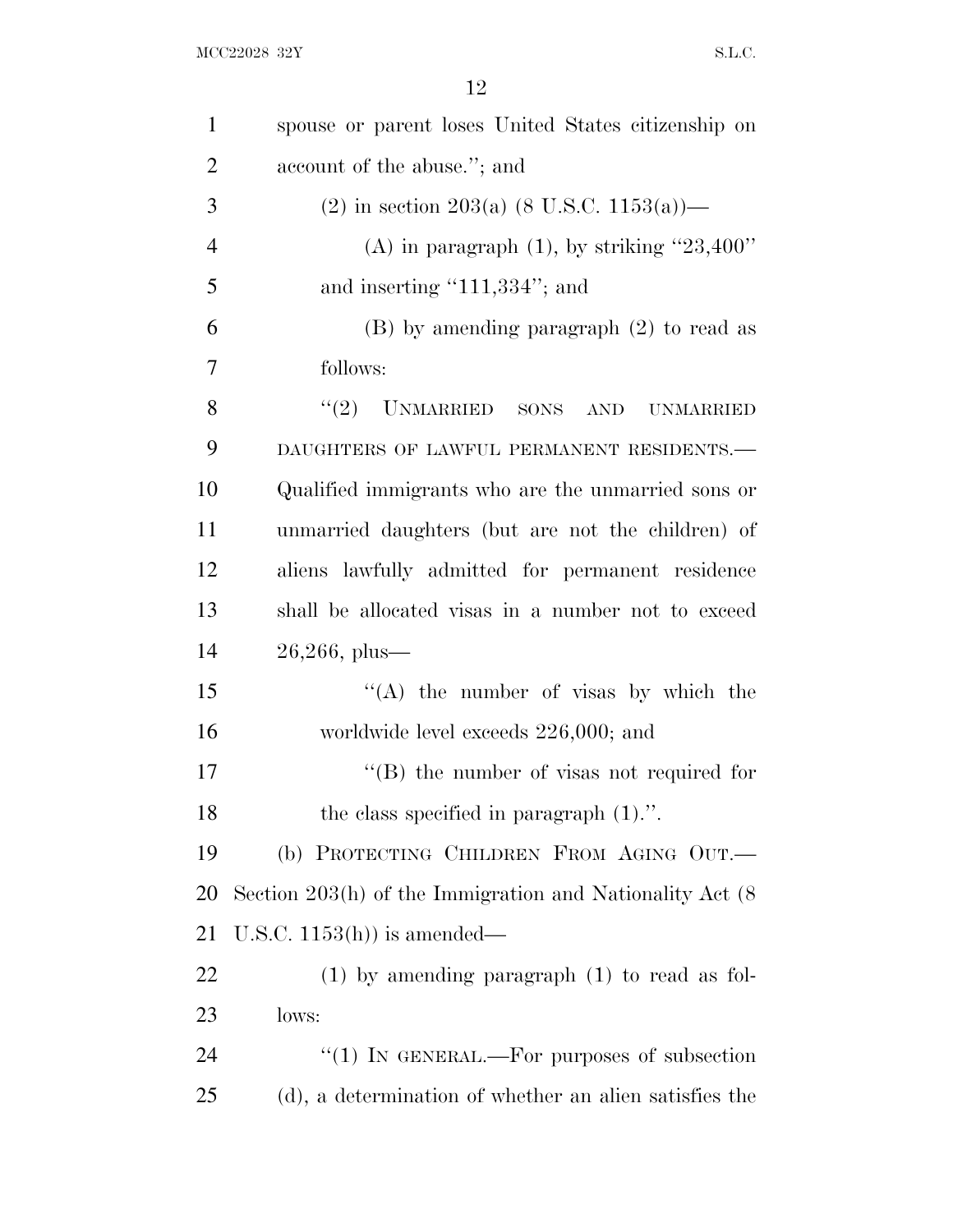spouse or parent loses United States citizenship on account of the abuse.''; and

(2) in section 203(a) (8 U.S.C. 1153(a))—

(A) in paragraph (1), by striking "23,400" and inserting "111,334"; and

(B) by amending paragraph (2) to read as follows:

"(2) UNMARRIED SONS AND UNMARRIED DAUGHTERS OF LAWFUL PERMANENT RESIDENTS.—Qualified immigrants who are the unmarried sons or unmarried daughters (but are not the children) of aliens lawfully admitted for permanent residence shall be allocated visas in a number not to exceed 26,266, plus—

"(A) the number of visas by which the worldwide level exceeds 226,000; and

"(B) the number of visas not required for the class specified in paragraph (1).".

(b) PROTECTING CHILDREN FROM AGING OUT.—Section 203(h) of the Immigration and Nationality Act (8 U.S.C. 1153(h)) is amended—

(1) by amending paragraph (1) to read as follows:

"(1) IN GENERAL.—For purposes of subsection (d), a determination of whether an alien satisfies the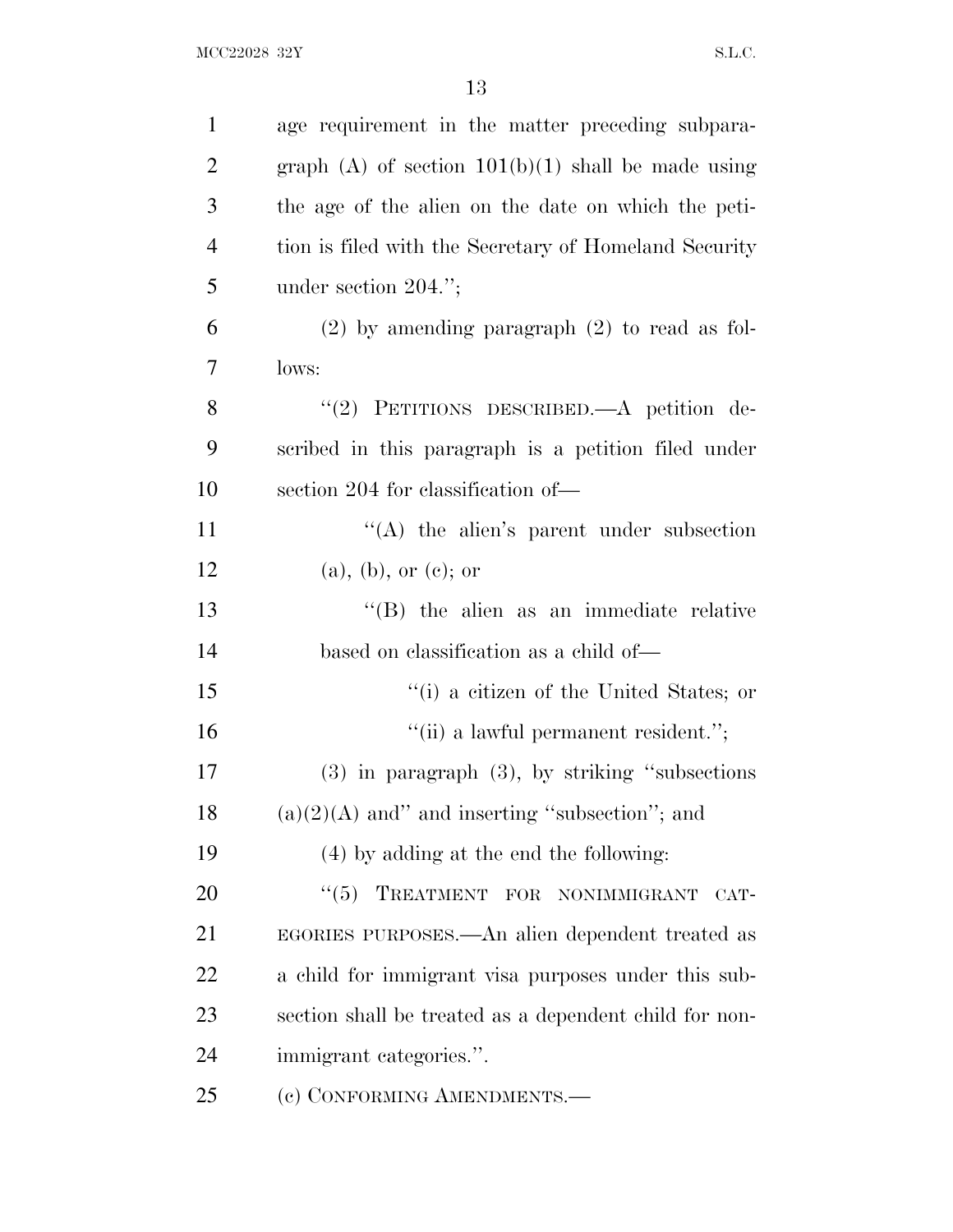age requirement in the matter preceding subparagraph (A) of section 101(b)(1) shall be made using the age of the alien on the date on which the petition is filed with the Secretary of Homeland Security under section 204.'';

(2) by amending paragraph (2) to read as follows:

''(2) PETITIONS DESCRIBED.—A petition described in this paragraph is a petition filed under section 204 for classification of—

''(A) the alien's parent under subsection (a), (b), or (c); or

''(B) the alien as an immediate relative based on classification as a child of—

''(i) a citizen of the United States; or

''(ii) a lawful permanent resident.'';

(3) in paragraph (3), by striking ''subsections (a)(2)(A) and'' and inserting ''subsection''; and

(4) by adding at the end the following:

''(5) TREATMENT FOR NONIMMIGRANT CATEGORIES PURPOSES.—An alien dependent treated as a child for immigrant visa purposes under this subsection shall be treated as a dependent child for nonimmigrant categories.''.

(c) CONFORMING AMENDMENTS.—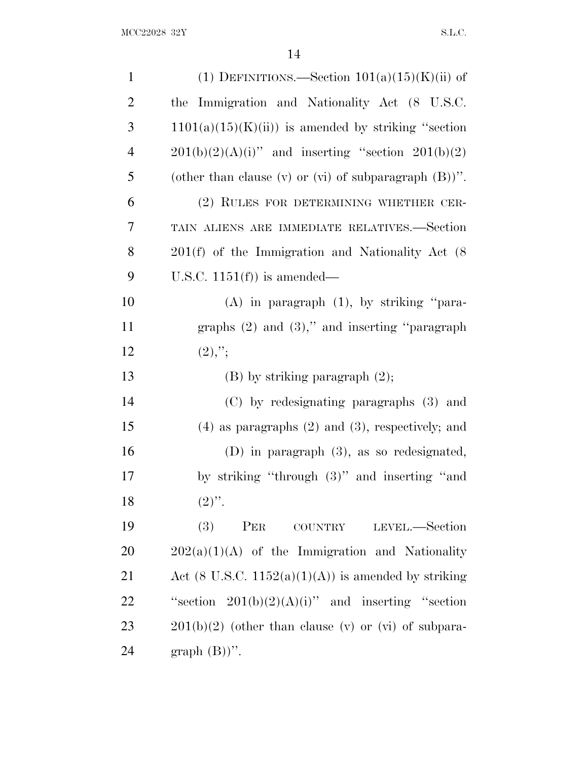(1) DEFINITIONS.—Section 101(a)(15)(K)(ii) of the Immigration and Nationality Act (8 U.S.C. 1101(a)(15)(K)(ii)) is amended by striking "section 201(b)(2)(A)(i)" and inserting "section 201(b)(2) (other than clause (v) or (vi) of subparagraph (B))".

(2) RULES FOR DETERMINING WHETHER CERTAIN ALIENS ARE IMMEDIATE RELATIVES.—Section 201(f) of the Immigration and Nationality Act (8 U.S.C. 1151(f)) is amended—

(A) in paragraph (1), by striking "paragraphs (2) and (3)," and inserting "paragraph (2),";

(B) by striking paragraph (2);

(C) by redesignating paragraphs (3) and (4) as paragraphs (2) and (3), respectively; and

(D) in paragraph (3), as so redesignated, by striking "through (3)" and inserting "and (2)".

(3) PER COUNTRY LEVEL.—Section 202(a)(1)(A) of the Immigration and Nationality Act (8 U.S.C. 1152(a)(1)(A)) is amended by striking "section 201(b)(2)(A)(i)" and inserting "section 201(b)(2) (other than clause (v) or (vi) of subparagraph (B))".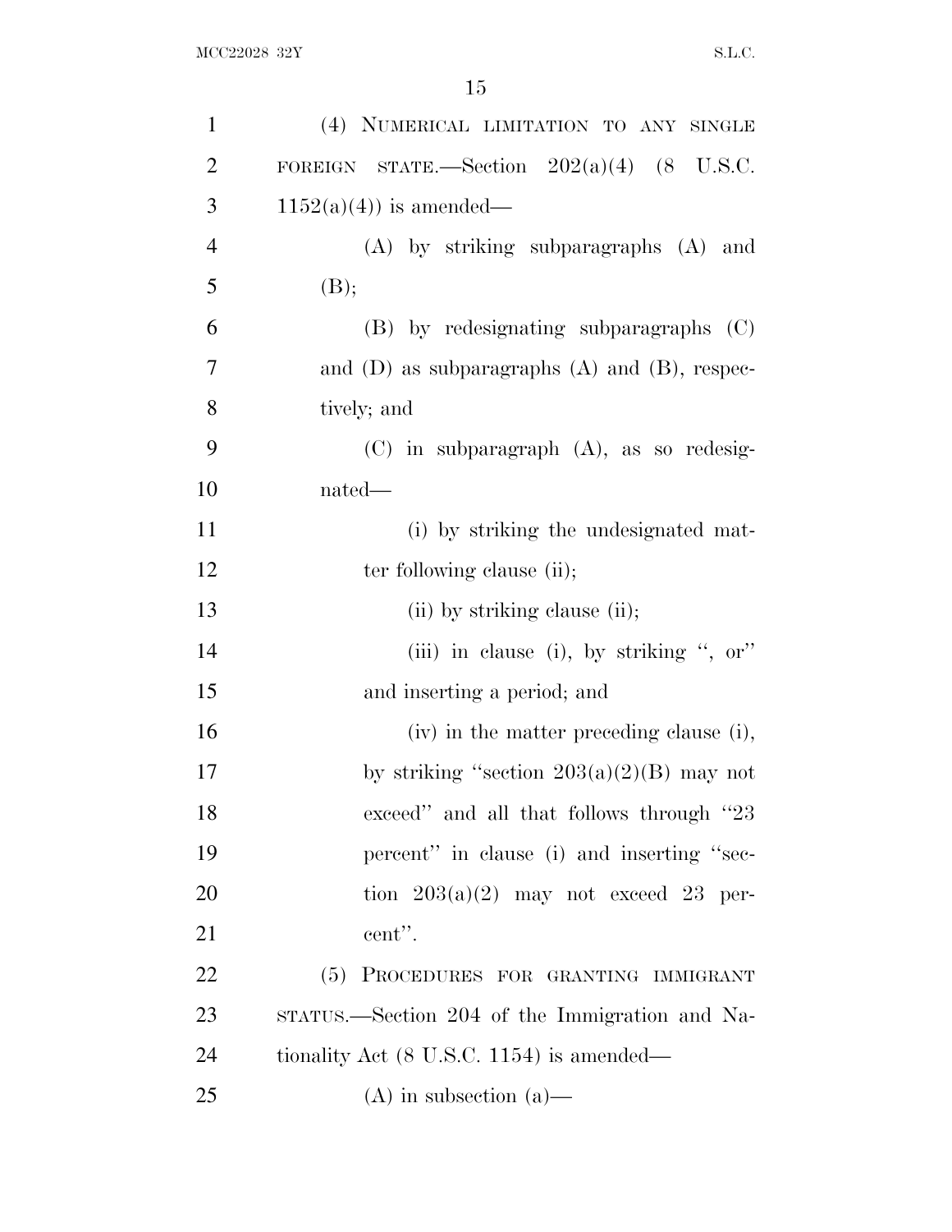(4) NUMERICAL LIMITATION TO ANY SINGLE FOREIGN STATE.—Section 202(a)(4) (8 U.S.C. 1152(a)(4)) is amended—

(A) by striking subparagraphs (A) and (B);

(B) by redesignating subparagraphs (C) and (D) as subparagraphs (A) and (B), respectively; and

(C) in subparagraph (A), as so redesignated—

(i) by striking the undesignated matter following clause (ii);

(ii) by striking clause (ii);

(iii) in clause (i), by striking ", or" and inserting a period; and

(iv) in the matter preceding clause (i), by striking "section 203(a)(2)(B) may not exceed" and all that follows through "23 percent" in clause (i) and inserting "section 203(a)(2) may not exceed 23 percent".

(5) PROCEDURES FOR GRANTING IMMIGRANT STATUS.—Section 204 of the Immigration and Nationality Act (8 U.S.C. 1154) is amended—

(A) in subsection (a)—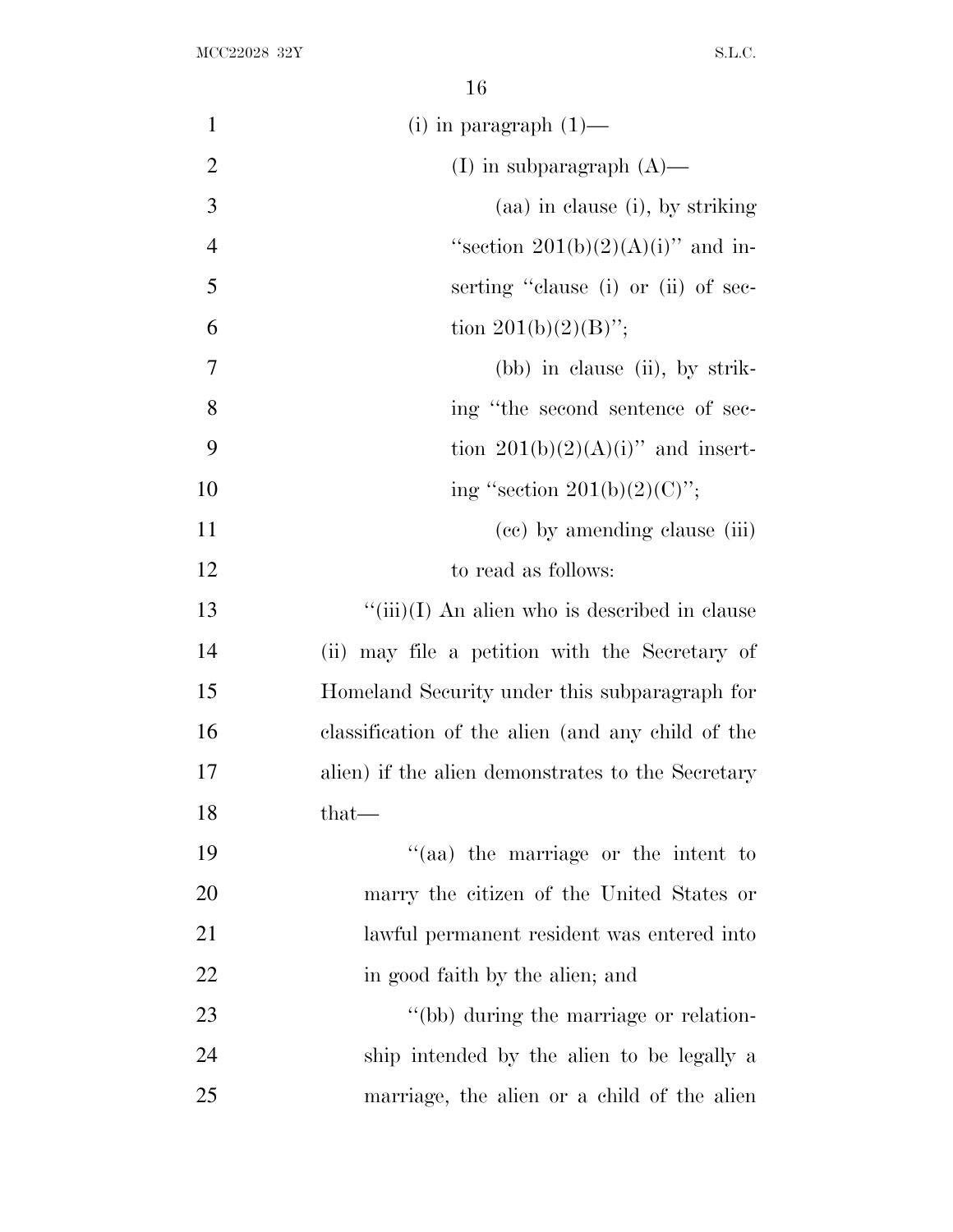(i) in paragraph (1)—

(I) in subparagraph (A)—

(aa) in clause (i), by striking "section 201(b)(2)(A)(i)" and inserting "clause (i) or (ii) of section 201(b)(2)(B)";

(bb) in clause (ii), by striking "the second sentence of section 201(b)(2)(A)(i)" and inserting "section 201(b)(2)(C)";

(cc) by amending clause (iii) to read as follows:

"(iii)(I) An alien who is described in clause (ii) may file a petition with the Secretary of Homeland Security under this subparagraph for classification of the alien (and any child of the alien) if the alien demonstrates to the Secretary that—

"(aa) the marriage or the intent to marry the citizen of the United States or lawful permanent resident was entered into in good faith by the alien; and

"(bb) during the marriage or relationship intended by the alien to be legally a marriage, the alien or a child of the alien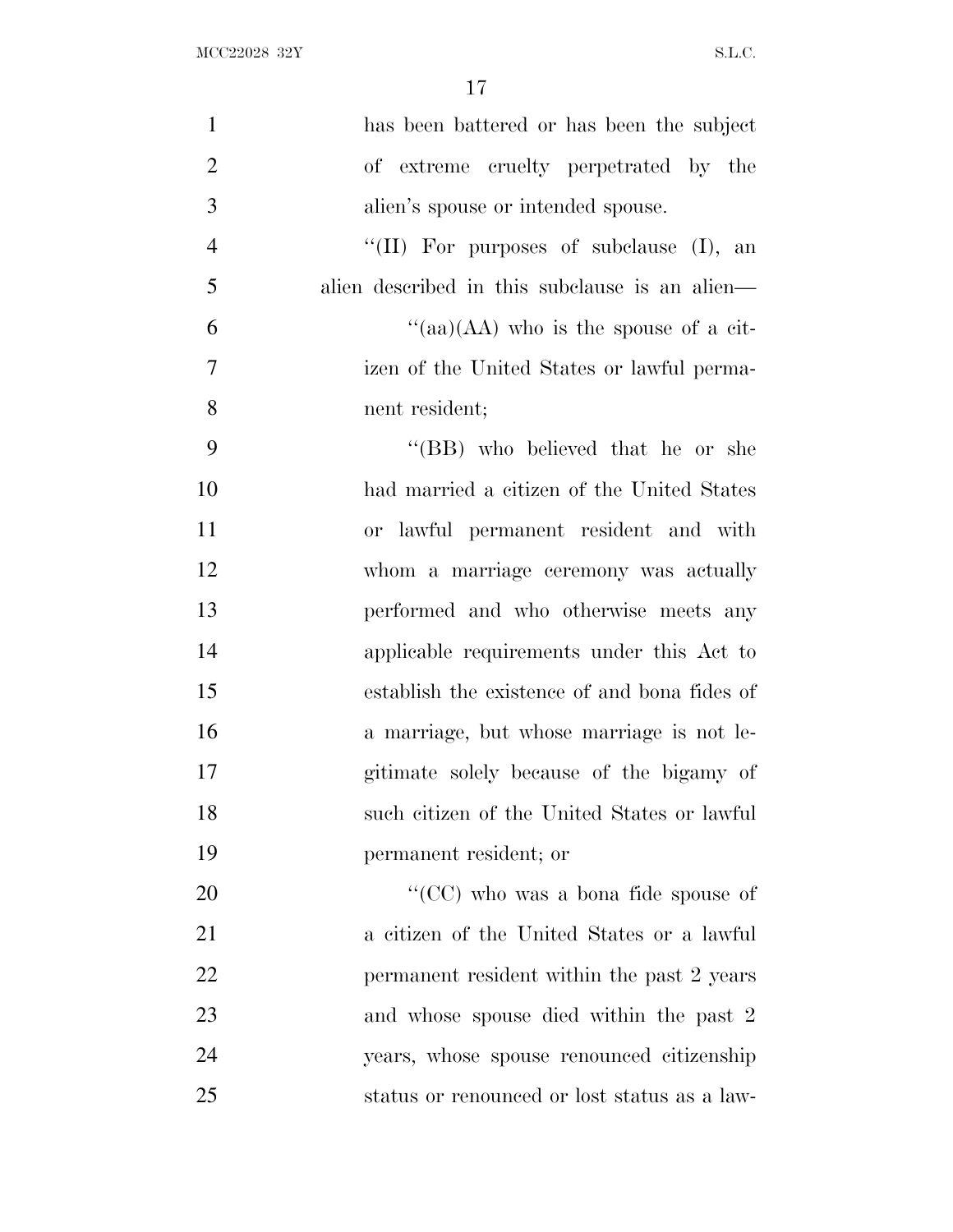has been battered or has been the subject of extreme cruelty perpetrated by the alien's spouse or intended spouse.

''(II) For purposes of subclause (I), an alien described in this subclause is an alien—

''(aa)(AA) who is the spouse of a citizen of the United States or lawful permanent resident;

''(BB) who believed that he or she had married a citizen of the United States or lawful permanent resident and with whom a marriage ceremony was actually performed and who otherwise meets any applicable requirements under this Act to establish the existence of and bona fides of a marriage, but whose marriage is not legitimate solely because of the bigamy of such citizen of the United States or lawful permanent resident; or

''(CC) who was a bona fide spouse of a citizen of the United States or a lawful permanent resident within the past 2 years and whose spouse died within the past 2 years, whose spouse renounced citizenship status or renounced or lost status as a law-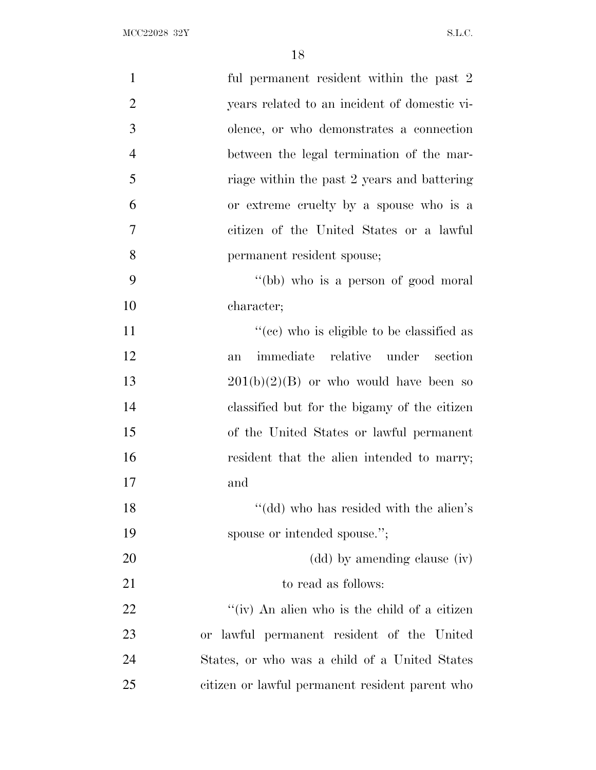ful permanent resident within the past 2 years related to an incident of domestic violence, or who demonstrates a connection between the legal termination of the marriage within the past 2 years and battering or extreme cruelty by a spouse who is a citizen of the United States or a lawful permanent resident spouse;

''(bb) who is a person of good moral character;

''(cc) who is eligible to be classified as an immediate relative under section 201(b)(2)(B) or who would have been so classified but for the bigamy of the citizen of the United States or lawful permanent resident that the alien intended to marry; and

''(dd) who has resided with the alien's spouse or intended spouse.'';

(dd) by amending clause (iv) to read as follows:

''(iv) An alien who is the child of a citizen or lawful permanent resident of the United States, or who was a child of a United States citizen or lawful permanent resident parent who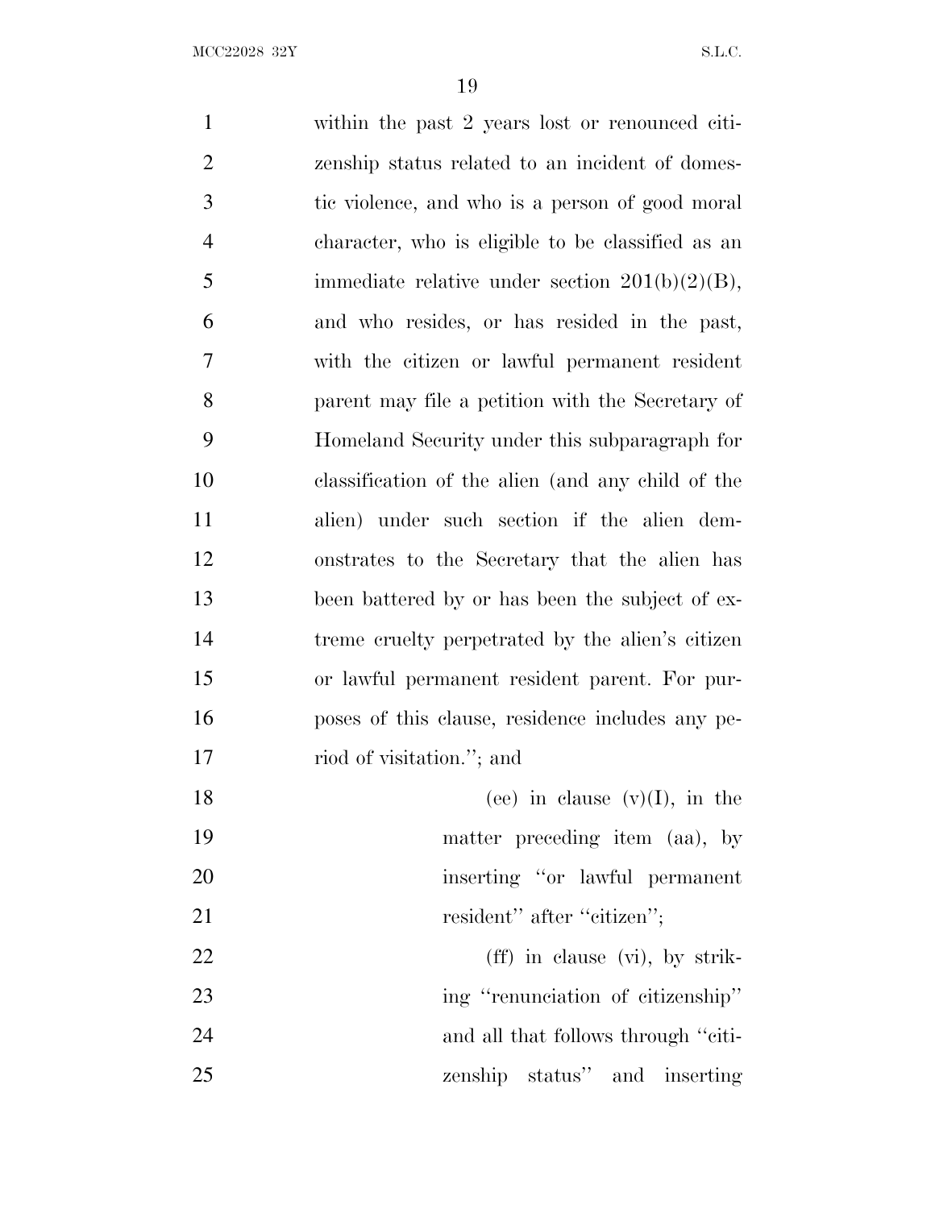within the past 2 years lost or renounced citizenship status related to an incident of domestic violence, and who is a person of good moral character, who is eligible to be classified as an immediate relative under section 201(b)(2)(B), and who resides, or has resided in the past, with the citizen or lawful permanent resident parent may file a petition with the Secretary of Homeland Security under this subparagraph for classification of the alien (and any child of the alien) under such section if the alien demonstrates to the Secretary that the alien has been battered by or has been the subject of extreme cruelty perpetrated by the alien's citizen or lawful permanent resident parent. For purposes of this clause, residence includes any period of visitation.''; and

(ee) in clause (v)(I), in the matter preceding item (aa), by inserting ''or lawful permanent resident'' after ''citizen'';

(ff) in clause (vi), by striking ''renunciation of citizenship'' and all that follows through ''citizenship status'' and inserting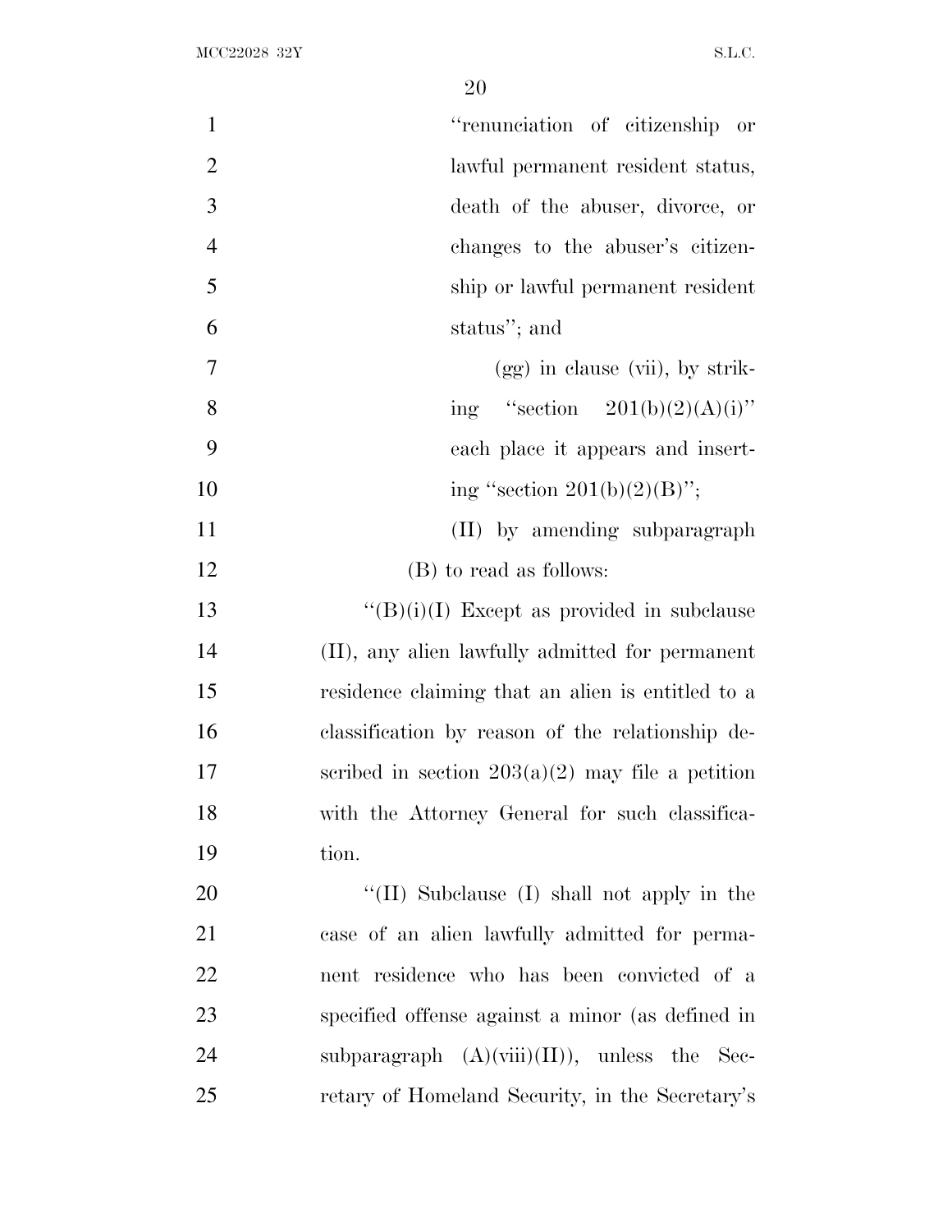"renunciation of citizenship or lawful permanent resident status, death of the abuser, divorce, or changes to the abuser's citizenship or lawful permanent resident status"; and

(gg) in clause (vii), by striking "section 201(b)(2)(A)(i)" each place it appears and inserting "section 201(b)(2)(B)";

(II) by amending subparagraph (B) to read as follows:

"(B)(i)(I) Except as provided in subclause (II), any alien lawfully admitted for permanent residence claiming that an alien is entitled to a classification by reason of the relationship described in section 203(a)(2) may file a petition with the Attorney General for such classification.

"(II) Subclause (I) shall not apply in the case of an alien lawfully admitted for permanent residence who has been convicted of a specified offense against a minor (as defined in subparagraph (A)(viii)(II)), unless the Secretary of Homeland Security, in the Secretary's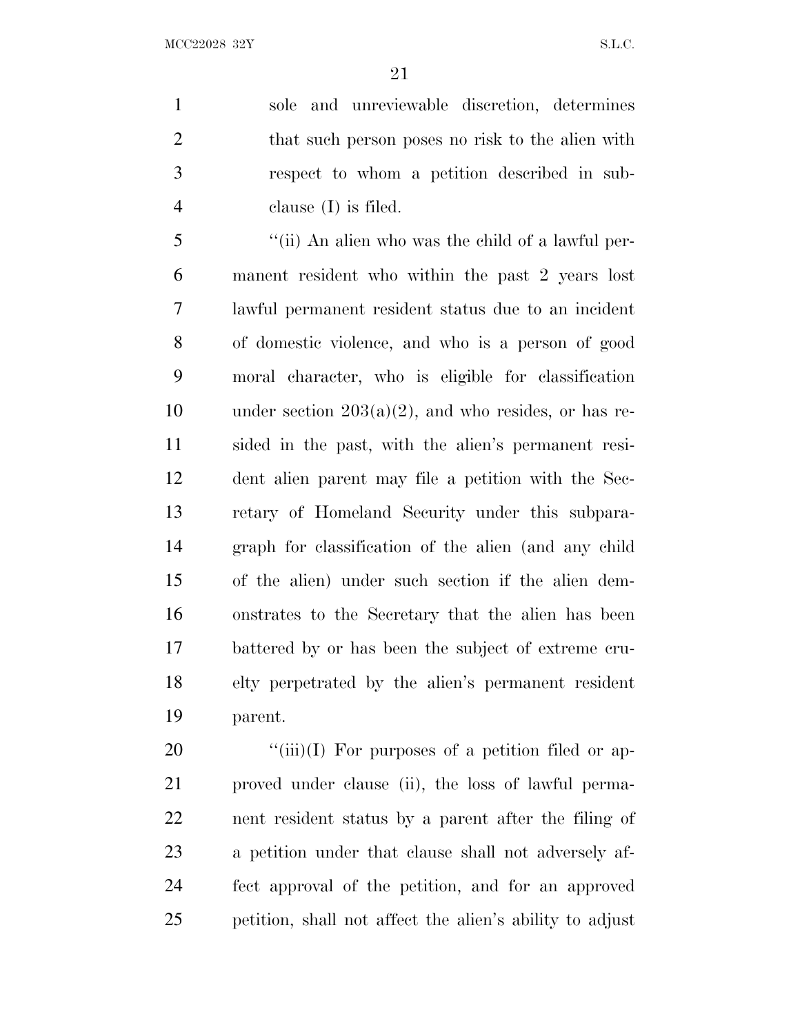sole and unreviewable discretion, determines that such person poses no risk to the alien with respect to whom a petition described in subclause (I) is filed.

"(ii) An alien who was the child of a lawful permanent resident who within the past 2 years lost lawful permanent resident status due to an incident of domestic violence, and who is a person of good moral character, who is eligible for classification under section 203(a)(2), and who resides, or has resided in the past, with the alien's permanent resident alien parent may file a petition with the Secretary of Homeland Security under this subparagraph for classification of the alien (and any child of the alien) under such section if the alien demonstrates to the Secretary that the alien has been battered by or has been the subject of extreme cruelty perpetrated by the alien's permanent resident parent.

"(iii)(I) For purposes of a petition filed or approved under clause (ii), the loss of lawful permanent resident status by a parent after the filing of a petition under that clause shall not adversely affect approval of the petition, and for an approved petition, shall not affect the alien's ability to adjust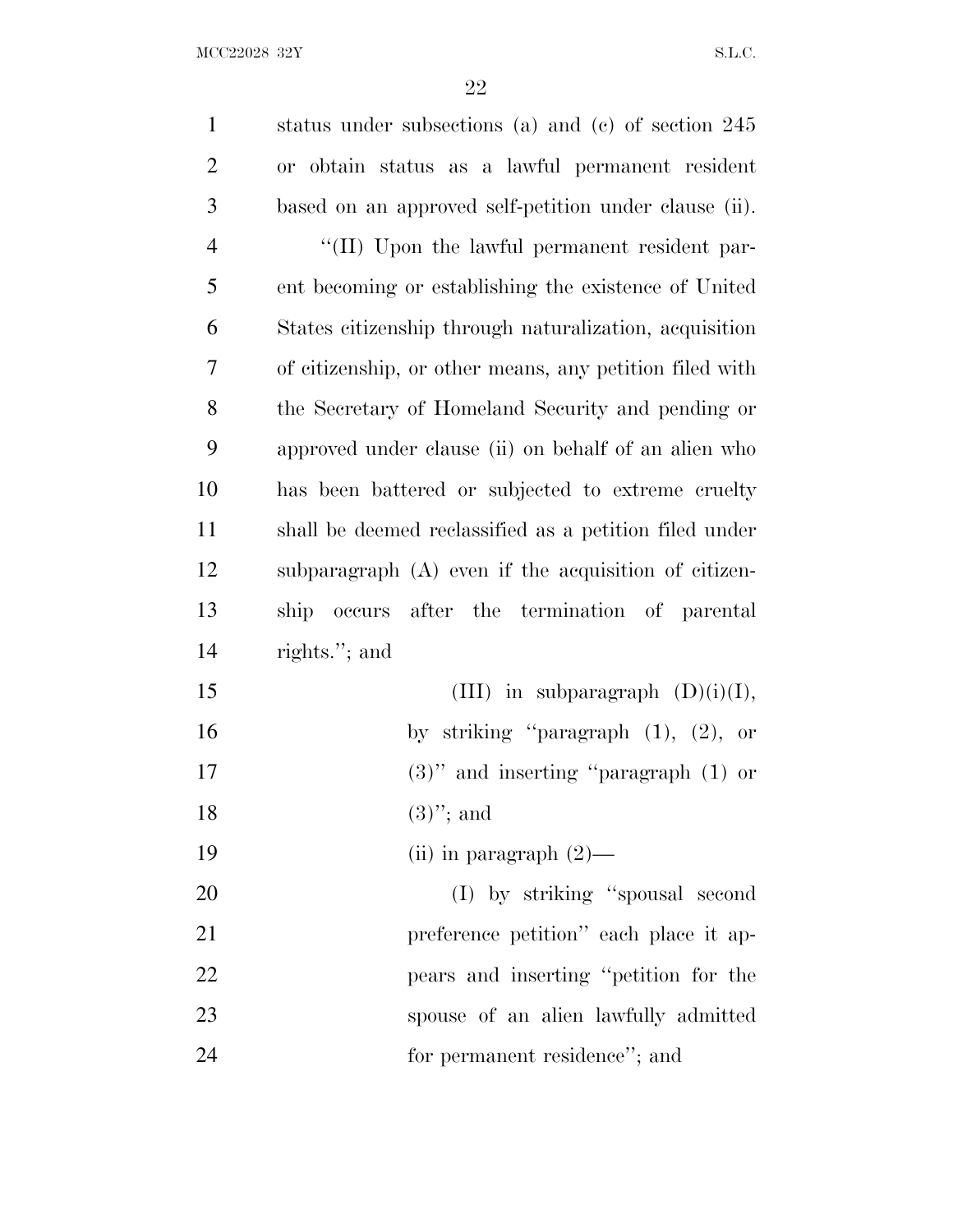status under subsections (a) and (c) of section 245 or obtain status as a lawful permanent resident based on an approved self-petition under clause (ii).

''(II) Upon the lawful permanent resident parent becoming or establishing the existence of United States citizenship through naturalization, acquisition of citizenship, or other means, any petition filed with the Secretary of Homeland Security and pending or approved under clause (ii) on behalf of an alien who has been battered or subjected to extreme cruelty shall be deemed reclassified as a petition filed under subparagraph (A) even if the acquisition of citizenship occurs after the termination of parental rights.''; and

(III) in subparagraph (D)(i)(I), by striking ''paragraph (1), (2), or (3)'' and inserting ''paragraph (1) or (3)''; and

(ii) in paragraph (2)—

(I) by striking ''spousal second preference petition'' each place it appears and inserting ''petition for the spouse of an alien lawfully admitted for permanent residence''; and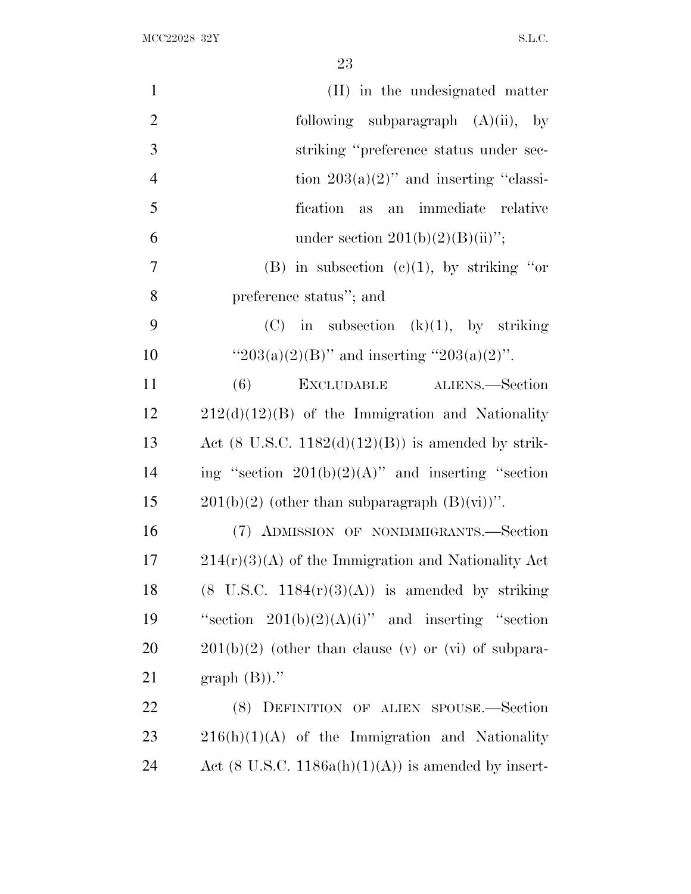(II) in the undesignated matter following subparagraph (A)(ii), by striking "preference status under section 203(a)(2)" and inserting "classification as an immediate relative under section 201(b)(2)(B)(ii)";

(B) in subsection (c)(1), by striking "or preference status"; and

(C) in subsection (k)(1), by striking "203(a)(2)(B)" and inserting "203(a)(2)".

(6) EXCLUDABLE ALIENS.—Section 212(d)(12)(B) of the Immigration and Nationality Act (8 U.S.C. 1182(d)(12)(B)) is amended by striking "section 201(b)(2)(A)" and inserting "section 201(b)(2) (other than subparagraph (B)(vi))".

(7) ADMISSION OF NONIMMIGRANTS.—Section 214(r)(3)(A) of the Immigration and Nationality Act (8 U.S.C. 1184(r)(3)(A)) is amended by striking "section 201(b)(2)(A)(i)" and inserting "section 201(b)(2) (other than clause (v) or (vi) of subparagraph (B))."

(8) DEFINITION OF ALIEN SPOUSE.—Section 216(h)(1)(A) of the Immigration and Nationality Act (8 U.S.C. 1186a(h)(1)(A)) is amended by insert-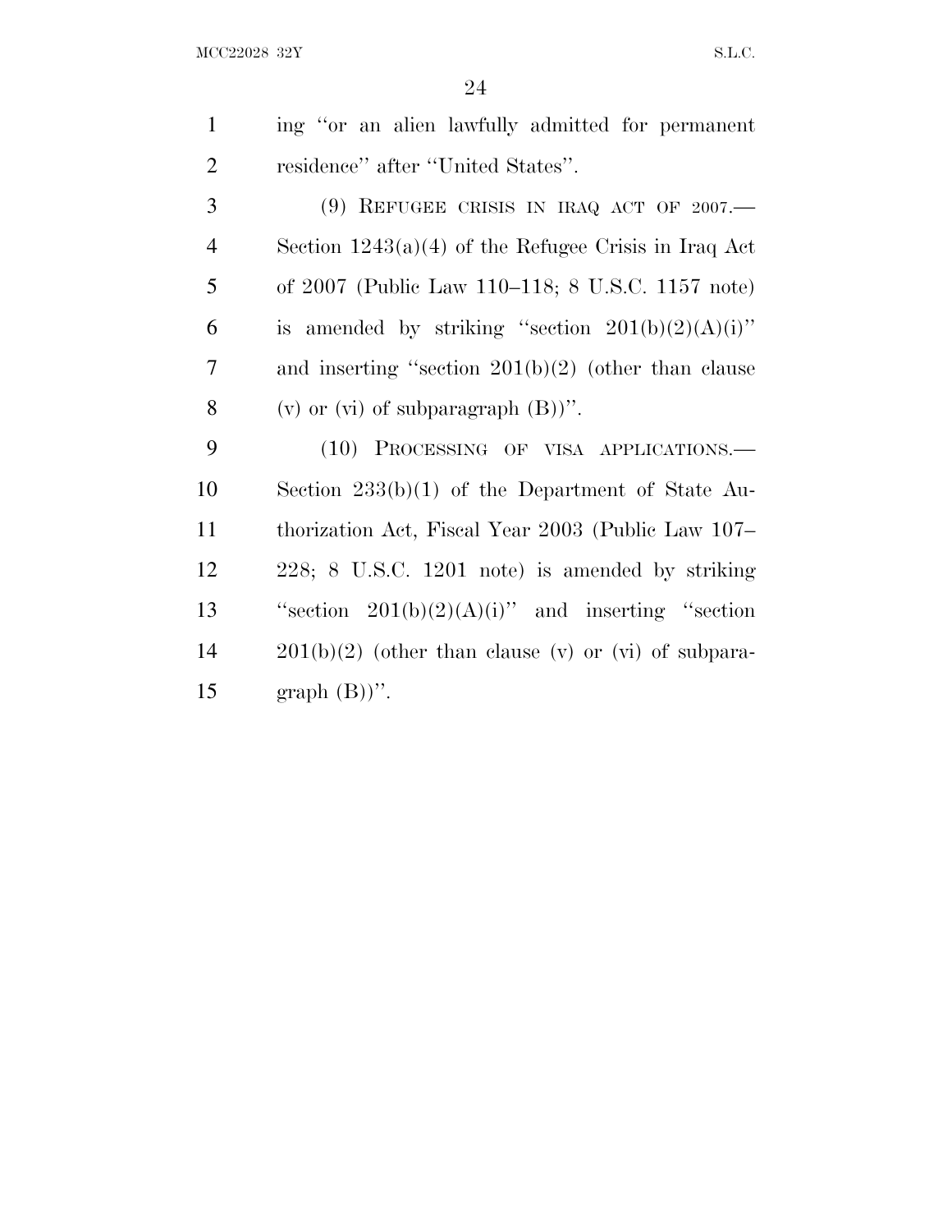ing "or an alien lawfully admitted for permanent residence" after "United States".

(9) REFUGEE CRISIS IN IRAQ ACT OF 2007.—Section 1243(a)(4) of the Refugee Crisis in Iraq Act of 2007 (Public Law 110–118; 8 U.S.C. 1157 note) is amended by striking "section 201(b)(2)(A)(i)" and inserting "section 201(b)(2) (other than clause (v) or (vi) of subparagraph (B))".

(10) PROCESSING OF VISA APPLICATIONS.—Section 233(b)(1) of the Department of State Authorization Act, Fiscal Year 2003 (Public Law 107–228; 8 U.S.C. 1201 note) is amended by striking "section 201(b)(2)(A)(i)" and inserting "section 201(b)(2) (other than clause (v) or (vi) of subparagraph (B))".